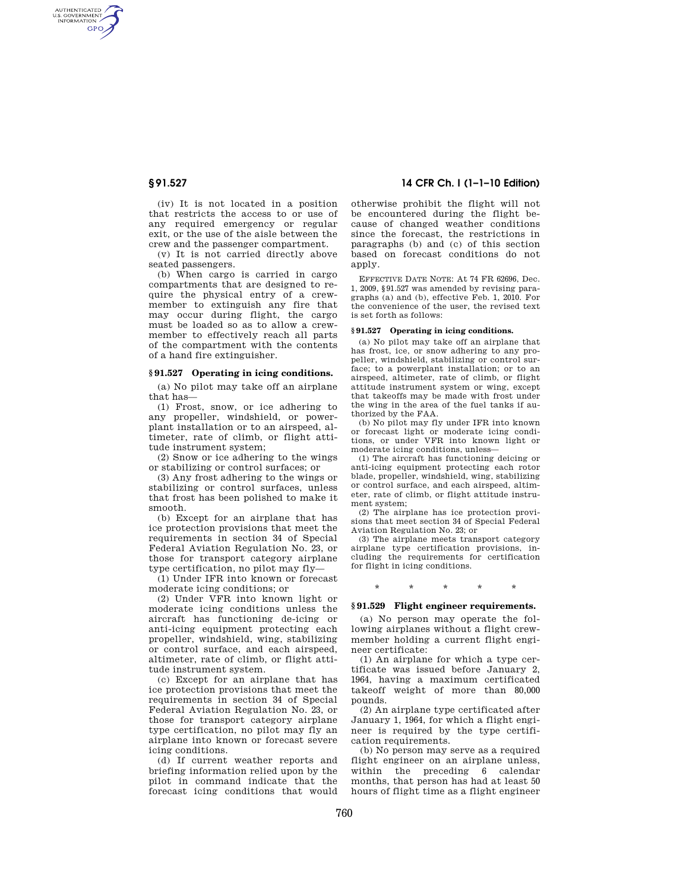(iv) It is not located in a position that restricts the access to or use of any required emergency or regular exit, or the use of the aisle between the crew and the passenger compartment.

(v) It is not carried directly above seated passengers.

(b) When cargo is carried in cargo compartments that are designed to require the physical entry of a crewmember to extinguish any fire that may occur during flight, the cargo must be loaded so as to allow a crewmember to effectively reach all parts of the compartment with the contents of a hand fire extinguisher.

## § 91.527 Operating in icing conditions.

(a) No pilot may take off an airplane that has—

(1) Frost, snow, or ice adhering to any propeller, windshield, or powerplant installation or to an airspeed, altimeter, rate of climb, or flight attitude instrument system;

(2) Snow or ice adhering to the wings or stabilizing or control surfaces; or

(3) Any frost adhering to the wings or stabilizing or control surfaces, unless that frost has been polished to make it smooth.

(b) Except for an airplane that has ice protection provisions that meet the requirements in section 34 of Special Federal Aviation Regulation No. 23, or those for transport category airplane type certification, no pilot may fly—

(1) Under IFR into known or forecast moderate icing conditions; or

(2) Under VFR into known light or moderate icing conditions unless the aircraft has functioning de-icing or anti-icing equipment protecting each propeller, windshield, wing, stabilizing or control surface, and each airspeed, altimeter, rate of climb, or flight attitude instrument system.

(c) Except for an airplane that has ice protection provisions that meet the requirements in section 34 of Special Federal Aviation Regulation No. 23, or those for transport category airplane type certification, no pilot may fly an airplane into known or forecast severe icing conditions.

(d) If current weather reports and briefing information relied upon by the pilot in command indicate that the forecast icing conditions that would otherwise prohibit the flight will not be encountered during the flight because of changed weather conditions since the forecast, the restrictions in paragraphs (b) and (c) of this section based on forecast conditions do not apply.

EFFECTIVE DATE NOTE: At 74 FR 62696, Dec. 1, 2009, § 91.527 was amended by revising paragraphs (a) and (b), effective Feb. 1, 2010. For the convenience of the user, the revised text is set forth as follows:

**§ 91.527 Operating in icing conditions.**

(a) No pilot may take off an airplane that has frost, ice, or snow adhering to any propeller, windshield, stabilizing or control surface; to a powerplant installation; or to an airspeed, altimeter, rate of climb, or flight attitude instrument system or wing, except that takeoffs may be made with frost under the wing in the area of the fuel tanks if authorized by the FAA.

(b) No pilot may fly under IFR into known or forecast light or moderate icing conditions, or under VFR into known light or moderate icing conditions, unless—

(1) The aircraft has functioning deicing or anti-icing equipment protecting each rotor blade, propeller, windshield, wing, stabilizing or control surface, and each airspeed, altimeter, rate of climb, or flight attitude instrument system;

(2) The airplane has ice protection provisions that meet section 34 of Special Federal Aviation Regulation No. 23; or

(3) The airplane meets transport category airplane type certification provisions, including the requirements for certification for flight in icing conditions.

\* \* \* \* \*

## § 91.529 Flight engineer requirements.

(a) No person may operate the following airplanes without a flight crewmember holding a current flight engineer certificate:

(1) An airplane for which a type certificate was issued before January 2, 1964, having a maximum certificated takeoff weight of more than 80,000 pounds.

(2) An airplane type certificated after January 1, 1964, for which a flight engineer is required by the type certification requirements.

(b) No person may serve as a required flight engineer on an airplane unless, within the preceding 6 calendar months, that person has had at least 50 hours of flight time as a flight engineer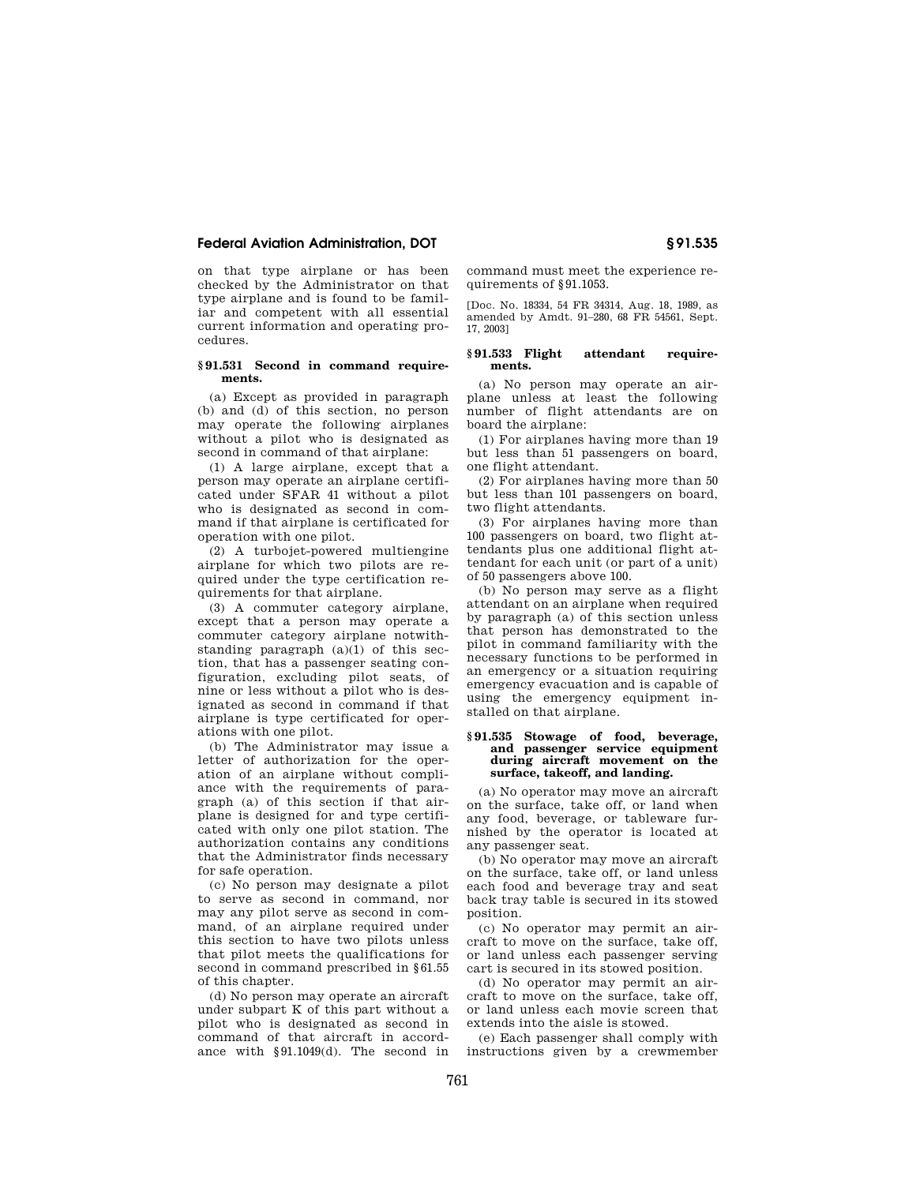on that type airplane or has been checked by the Administrator on that type airplane and is found to be familiar and competent with all essential current information and operating procedures.

### § 91.531 Second in command requirements.

(a) Except as provided in paragraph (b) and (d) of this section, no person may operate the following airplanes without a pilot who is designated as second in command of that airplane:

(1) A large airplane, except that a person may operate an airplane certificated under SFAR 41 without a pilot who is designated as second in command if that airplane is certificated for operation with one pilot.

(2) A turbojet-powered multiengine airplane for which two pilots are required under the type certification requirements for that airplane.

(3) A commuter category airplane, except that a person may operate a commuter category airplane notwithstanding paragraph (a)(1) of this section, that has a passenger seating configuration, excluding pilot seats, of nine or less without a pilot who is designated as second in command if that airplane is type certificated for operations with one pilot.

(b) The Administrator may issue a letter of authorization for the operation of an airplane without compliance with the requirements of paragraph (a) of this section if that airplane is designed for and type certificated with only one pilot station. The authorization contains any conditions that the Administrator finds necessary for safe operation.

(c) No person may designate a pilot to serve as second in command, nor may any pilot serve as second in command, of an airplane required under this section to have two pilots unless that pilot meets the qualifications for second in command prescribed in §61.55 of this chapter.

(d) No person may operate an aircraft under subpart K of this part without a pilot who is designated as second in command of that aircraft in accordance with §91.1049(d). The second in command must meet the experience requirements of §91.1053.

[Doc. No. 18334, 54 FR 34314, Aug. 18, 1989, as amended by Amdt. 91–280, 68 FR 54561, Sept. 17, 2003]

### § 91.533 Flight attendant requirements.

(a) No person may operate an airplane unless at least the following number of flight attendants are on board the airplane:

(1) For airplanes having more than 19 but less than 51 passengers on board, one flight attendant.

(2) For airplanes having more than 50 but less than 101 passengers on board, two flight attendants.

(3) For airplanes having more than 100 passengers on board, two flight attendants plus one additional flight attendant for each unit (or part of a unit) of 50 passengers above 100.

(b) No person may serve as a flight attendant on an airplane when required by paragraph (a) of this section unless that person has demonstrated to the pilot in command familiarity with the necessary functions to be performed in an emergency or a situation requiring emergency evacuation and is capable of using the emergency equipment installed on that airplane.

### § 91.535 Stowage of food, beverage, and passenger service equipment during aircraft movement on the surface, takeoff, and landing.

(a) No operator may move an aircraft on the surface, take off, or land when any food, beverage, or tableware furnished by the operator is located at any passenger seat.

(b) No operator may move an aircraft on the surface, take off, or land unless each food and beverage tray and seat back tray table is secured in its stowed position.

(c) No operator may permit an aircraft to move on the surface, take off, or land unless each passenger serving cart is secured in its stowed position.

(d) No operator may permit an aircraft to move on the surface, take off, or land unless each movie screen that extends into the aisle is stowed.

(e) Each passenger shall comply with instructions given by a crewmember